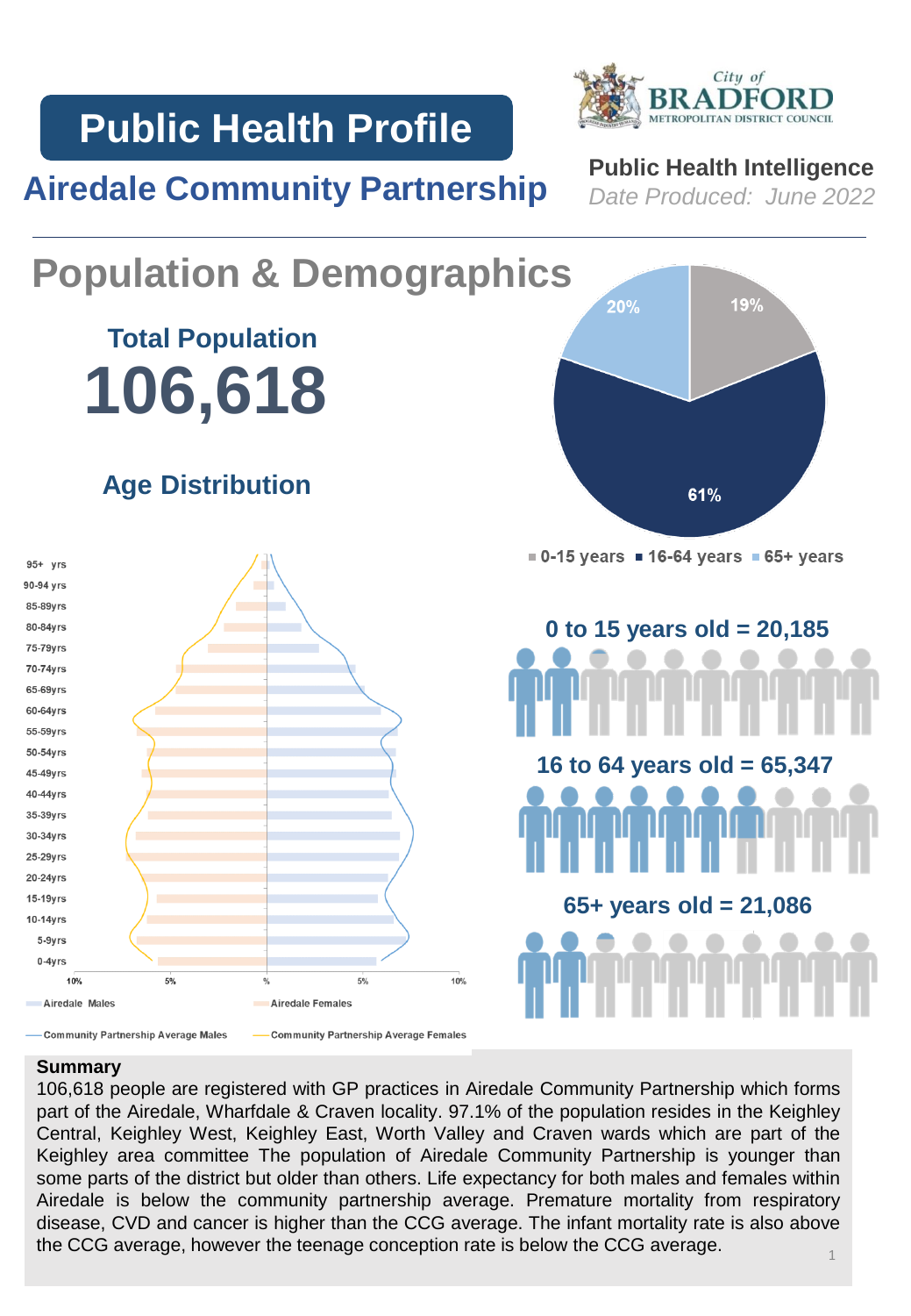# Public Health Profile

## Airedale Community Partnership

City of BRADFORD METROPOLITAN DISTRICT COUNCIL

**Public Health Intelligence**

*Date Produced: June 2022*

---

# Population & Demographics

### Total Population

**106,618**

### Age Distribution

20%
19%
61%

0-15 years ■ 16-64 years ■ 65+ years

95+ yrs
90-94 yrs
85-89yrs
80-84yrs
75-79yrs
70-74yrs
65-69yrs
60-64yrs
55-59yrs
50-54yrs
45-49yrs
40-44yrs
35-39yrs
30-34yrs
25-29yrs
20-24yrs
15-19yrs
10-14yrs
5-9yrs
0-4yrs

10% 5% % 5% 10%

Airedale Males
Airedale Females
Community Partnership Average Males
Community Partnership Average Females

**0 to 15 years old = 20,185**

**16 to 64 years old = 65,347**

**65+ years old = 21,086**

**Summary**

106,618 people are registered with GP practices in Airedale Community Partnership which forms part of the Airedale, Wharfdale & Craven locality. 97.1% of the population resides in the Keighley Central, Keighley West, Keighley East, Worth Valley and Craven wards which are part of the Keighley area committee The population of Airedale Community Partnership is younger than some parts of the district but older than others. Life expectancy for both males and females within Airedale is below the community partnership average. Premature mortality from respiratory disease, CVD and cancer is higher than the CCG average. The infant mortality rate is also above the CCG average, however the teenage conception rate is below the CCG average.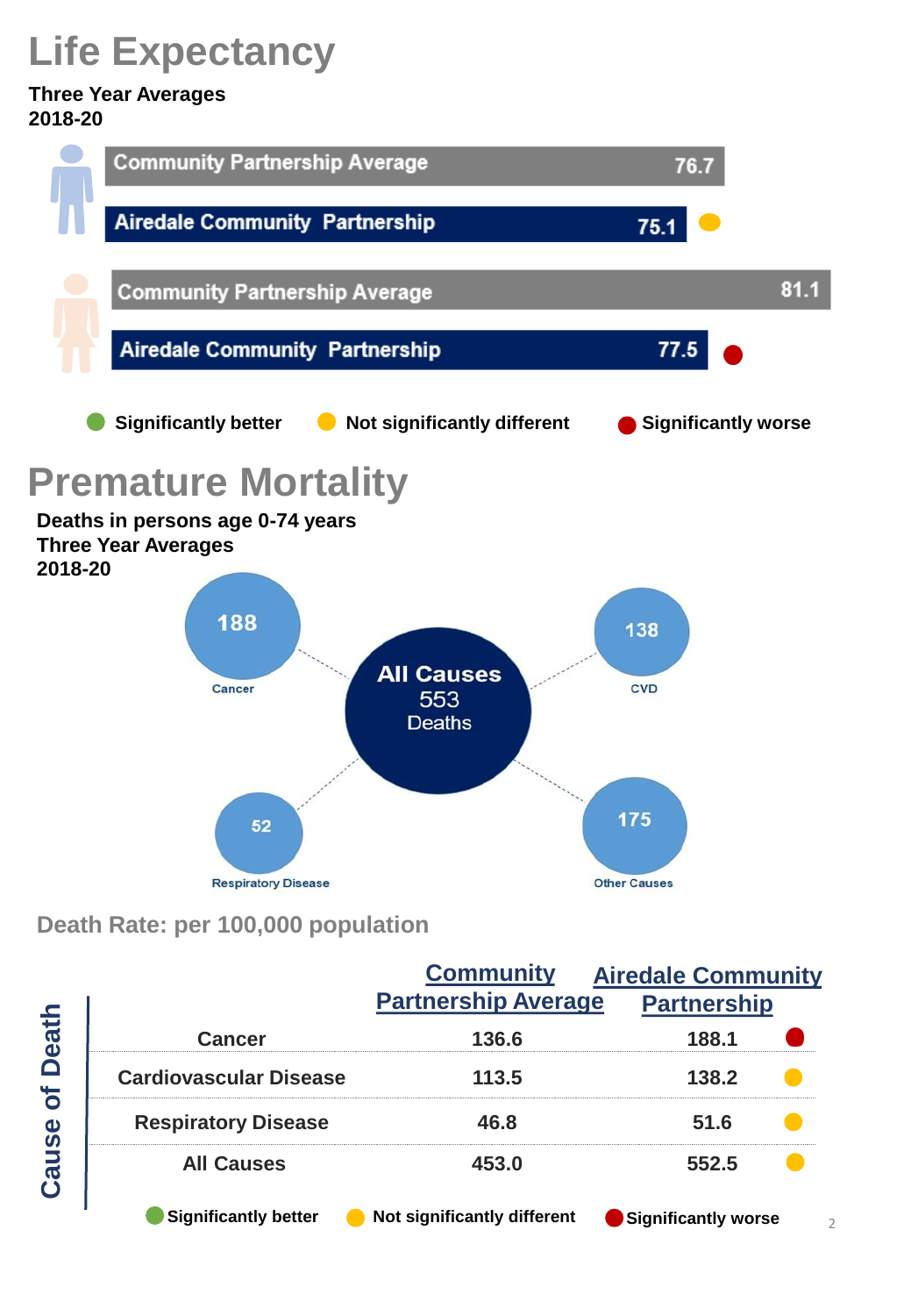# Life Expectancy

**Three Year Averages**
**2018-20**

Community Partnership Average 76.7

Airedale Community Partnership 75.1

Community Partnership Average 81.1

Airedale Community Partnership 77.5

Significantly better | Not significantly different | Significantly worse

# Premature Mortality

**Deaths in persons age 0-74 years**
**Three Year Averages**
**2018-20**

All Causes 553 Deaths

188 Cancer

138 CVD

52 Respiratory Disease

175 Other Causes

## Death Rate: per 100,000 population

| Cause of Death | Community Partnership Average | Airedale Community Partnership | |
|---|---|---|---|
| Cancer | 136.6 | 188.1 | Significantly worse |
| Cardiovascular Disease | 113.5 | 138.2 | Not significantly different |
| Respiratory Disease | 46.8 | 51.6 | Not significantly different |
| All Causes | 453.0 | 552.5 | Not significantly different |

Significantly better | Not significantly different | Significantly worse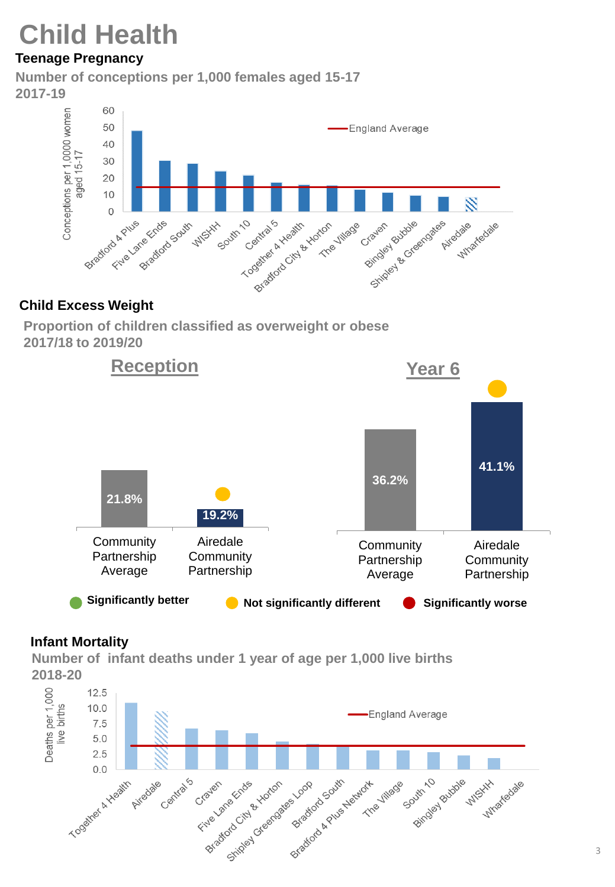# Child Health

## Teenage Pregnancy

**Number of conceptions per 1,000 females aged 15-17 2017-19**

Conceptions per 1,0000 women aged 15-17

60
50
40
30
20
10
0

England Average

Bradford 4 Plus, Five Lane Ends, Bradford South, WISHH, South 10, Central 5, Together 4 Health, Bradford City & Horton, The Village, Craven, Bingley Bubble, Shipley & Greengates, Airedale, Wharfedale

## Child Excess Weight

**Proportion of children classified as overweight or obese 2017/18 to 2019/20**

**Reception**

21.8% — Community Partnership Average

19.2% — Airedale Community Partnership

**Year 6**

36.2% — Community Partnership Average

41.1% — Airedale Community Partnership

**Significantly better** **Not significantly different** **Significantly worse**

## Infant Mortality

**Number of infant deaths under 1 year of age per 1,000 live births 2018-20**

Deaths per 1,000 live births

12.5
10.0
7.5
5.0
2.5
0.0

England Average

Together 4 Health, Airedale, Central 5, Craven, Five Lane Ends, Bradford City & Horton, Shipley Greengates Loop, Bradford South, Bradford 4 Plus Network, The Village, South 10, Bingley Bubble, WISHH, Wharfedale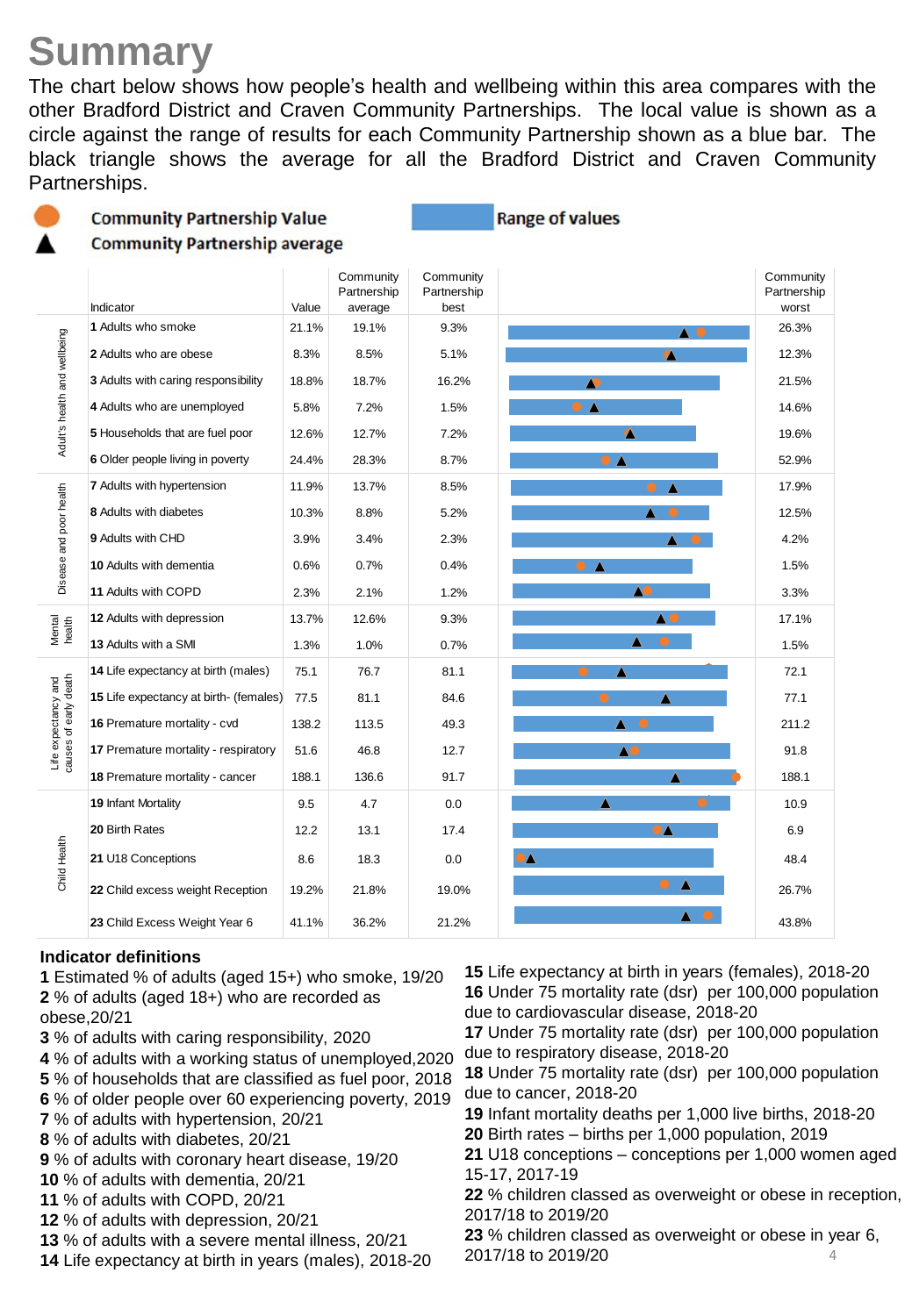# Summary

The chart below shows how people's health and wellbeing within this area compares with the other Bradford District and Craven Community Partnerships. The local value is shown as a circle against the range of results for each Community Partnership shown as a blue bar. The black triangle shows the average for all the Bradford District and Craven Community Partnerships.

Community Partnership Value

Community Partnership average

Range of values

| | Indicator | Value | Community Partnership average | Community Partnership best | Community Partnership worst |
|---|---|---|---|---|---|
| Adult's health and wellbeing | **1** Adults who smoke | 21.1% | 19.1% | 9.3% | 26.3% |
| | **2** Adults who are obese | 8.3% | 8.5% | 5.1% | 12.3% |
| | **3** Adults with caring responsibility | 18.8% | 18.7% | 16.2% | 21.5% |
| | **4** Adults who are unemployed | 5.8% | 7.2% | 1.5% | 14.6% |
| | **5** Households that are fuel poor | 12.6% | 12.7% | 7.2% | 19.6% |
| | **6** Older people living in poverty | 24.4% | 28.3% | 8.7% | 52.9% |
| Disease and poor health | **7** Adults with hypertension | 11.9% | 13.7% | 8.5% | 17.9% |
| | **8** Adults with diabetes | 10.3% | 8.8% | 5.2% | 12.5% |
| | **9** Adults with CHD | 3.9% | 3.4% | 2.3% | 4.2% |
| | **10** Adults with dementia | 0.6% | 0.7% | 0.4% | 1.5% |
| | **11** Adults with COPD | 2.3% | 2.1% | 1.2% | 3.3% |
| Mental health | **12** Adults with depression | 13.7% | 12.6% | 9.3% | 17.1% |
| | **13** Adults with a SMI | 1.3% | 1.0% | 0.7% | 1.5% |
| Life expectancy and causes of early death | **14** Life expectancy at birth (males) | 75.1 | 76.7 | 81.1 | 72.1 |
| | **15** Life expectancy at birth- (females) | 77.5 | 81.1 | 84.6 | 77.1 |
| | **16** Premature mortality - cvd | 138.2 | 113.5 | 49.3 | 211.2 |
| | **17** Premature mortality - respiratory | 51.6 | 46.8 | 12.7 | 91.8 |
| | **18** Premature mortality - cancer | 188.1 | 136.6 | 91.7 | 188.1 |
| Child Health | **19** Infant Mortality | 9.5 | 4.7 | 0.0 | 10.9 |
| | **20** Birth Rates | 12.2 | 13.1 | 17.4 | 6.9 |
| | **21** U18 Conceptions | 8.6 | 18.3 | 0.0 | 48.4 |
| | **22** Child excess weight Reception | 19.2% | 21.8% | 19.0% | 26.7% |
| | **23** Child Excess Weight Year 6 | 41.1% | 36.2% | 21.2% | 43.8% |

**Indicator definitions**

**1** Estimated % of adults (aged 15+) who smoke, 19/20
**2** % of adults (aged 18+) who are recorded as obese,20/21
**3** % of adults with caring responsibility, 2020
**4** % of adults with a working status of unemployed,2020
**5** % of households that are classified as fuel poor, 2018
**6** % of older people over 60 experiencing poverty, 2019
**7** % of adults with hypertension, 20/21
**8** % of adults with diabetes, 20/21
**9** % of adults with coronary heart disease, 19/20
**10** % of adults with dementia, 20/21
**11** % of adults with COPD, 20/21
**12** % of adults with depression, 20/21
**13** % of adults with a severe mental illness, 20/21
**14** Life expectancy at birth in years (males), 2018-20
**15** Life expectancy at birth in years (females), 2018-20
**16** Under 75 mortality rate (dsr) per 100,000 population due to cardiovascular disease, 2018-20
**17** Under 75 mortality rate (dsr) per 100,000 population due to respiratory disease, 2018-20
**18** Under 75 mortality rate (dsr) per 100,000 population due to cancer, 2018-20
**19** Infant mortality deaths per 1,000 live births, 2018-20
**20** Birth rates – births per 1,000 population, 2019
**21** U18 conceptions – conceptions per 1,000 women aged 15-17, 2017-19
**22** % children classed as overweight or obese in reception, 2017/18 to 2019/20
**23** % children classed as overweight or obese in year 6, 2017/18 to 2019/20